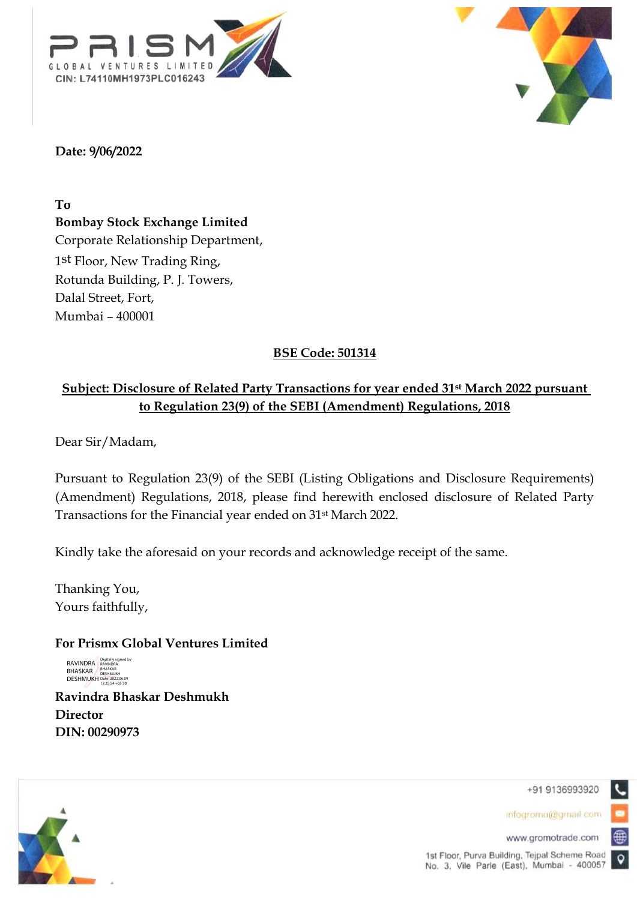PRISM GLOBAL VENTURES LIMITED
CIN: L74110MH1973PLC016243

**Date: 9/06/2022**

**To**
**Bombay Stock Exchange Limited**
Corporate Relationship Department,
1st Floor, New Trading Ring,
Rotunda Building, P. J. Towers,
Dalal Street, Fort,
Mumbai – 400001

**BSE Code: 501314**

**Subject: Disclosure of Related Party Transactions for year ended 31st March 2022 pursuant to Regulation 23(9) of the SEBI (Amendment) Regulations, 2018**

Dear Sir/Madam,

Pursuant to Regulation 23(9) of the SEBI (Listing Obligations and Disclosure Requirements) (Amendment) Regulations, 2018, please find herewith enclosed disclosure of Related Party Transactions for the Financial year ended on 31st March 2022.

Kindly take the aforesaid on your records and acknowledge receipt of the same.

Thanking You,
Yours faithfully,

**For Prismx Global Ventures Limited**

RAVINDRA BHASKAR DESHMUKH
Digitally signed by RAVINDRA BHASKAR DESHMUKH Date: 2022.06.09 12:25:54 +05'30'

**Ravindra Bhaskar Deshmukh**
**Director**
**DIN: 00290973**

+91 9136993920
infogromo@gmail.com
www.gromotrade.com
1st Floor, Purva Building, Tejpal Scheme Road No. 3, Vile Parle (East), Mumbai - 400057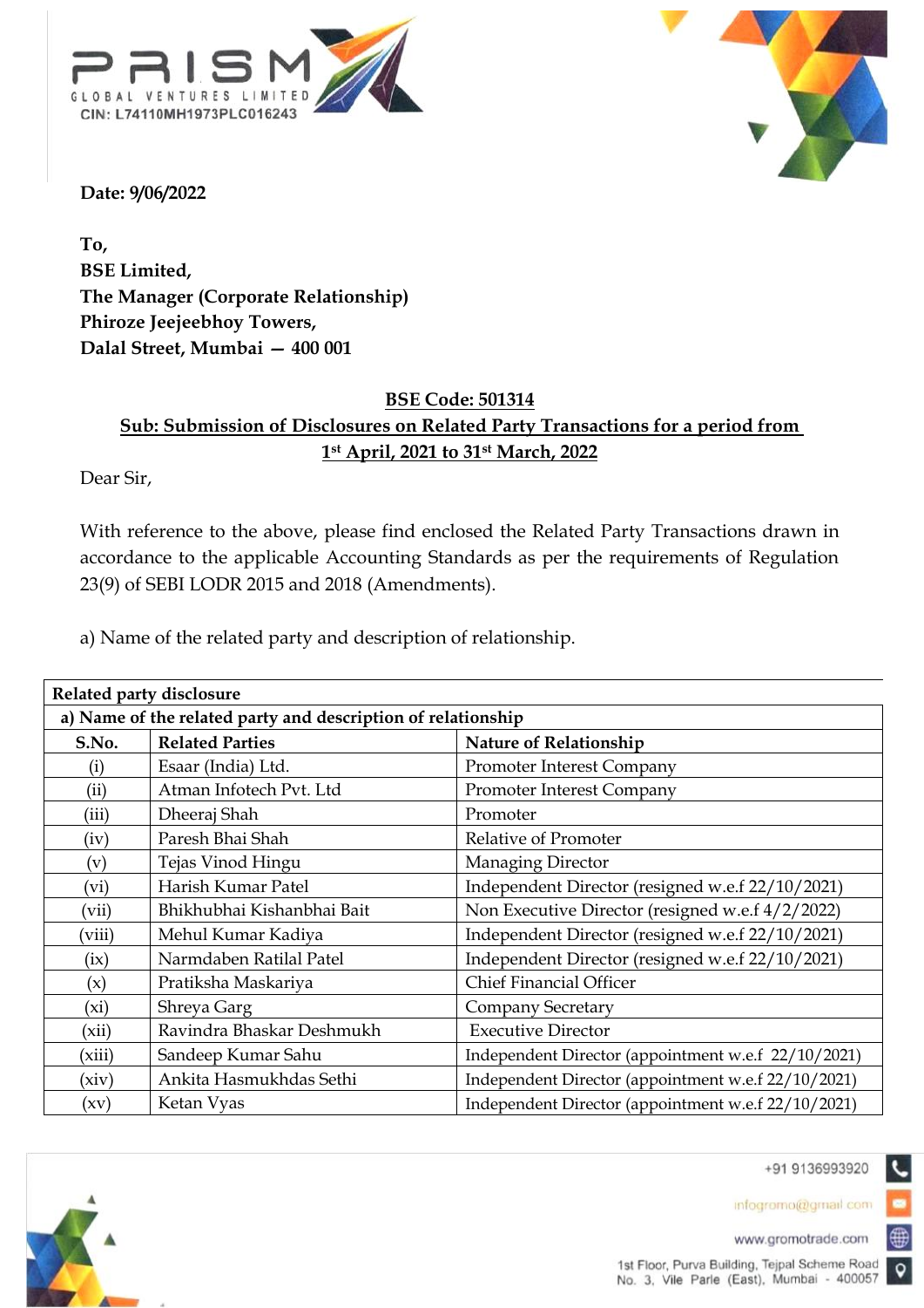PRISM GLOBAL VENTURES LIMITED
CIN: L74110MH1973PLC016243

**Date: 9/06/2022**

**To,**
**BSE Limited,**
**The Manager (Corporate Relationship)**
**Phiroze Jeejeebhoy Towers,**
**Dalal Street, Mumbai — 400 001**

**BSE Code: 501314**

**Sub: Submission of Disclosures on Related Party Transactions for a period from 1st April, 2021 to 31st March, 2022**

Dear Sir,

With reference to the above, please find enclosed the Related Party Transactions drawn in accordance to the applicable Accounting Standards as per the requirements of Regulation 23(9) of SEBI LODR 2015 and 2018 (Amendments).

a) Name of the related party and description of relationship.

**Related party disclosure**

**a) Name of the related party and description of relationship**

| S.No. | Related Parties | Nature of Relationship |
|---|---|---|
| (i) | Esaar (India) Ltd. | Promoter Interest Company |
| (ii) | Atman Infotech Pvt. Ltd | Promoter Interest Company |
| (iii) | Dheeraj Shah | Promoter |
| (iv) | Paresh Bhai Shah | Relative of Promoter |
| (v) | Tejas Vinod Hingu | Managing Director |
| (vi) | Harish Kumar Patel | Independent Director (resigned w.e.f 22/10/2021) |
| (vii) | Bhikhubhai Kishanbhai Bait | Non Executive Director (resigned w.e.f 4/2/2022) |
| (viii) | Mehul Kumar Kadiya | Independent Director (resigned w.e.f 22/10/2021) |
| (ix) | Narmdaben Ratilal Patel | Independent Director (resigned w.e.f 22/10/2021) |
| (x) | Pratiksha Maskariya | Chief Financial Officer |
| (xi) | Shreya Garg | Company Secretary |
| (xii) | Ravindra Bhaskar Deshmukh | Executive Director |
| (xiii) | Sandeep Kumar Sahu | Independent Director (appointment w.e.f 22/10/2021) |
| (xiv) | Ankita Hasmukhdas Sethi | Independent Director (appointment w.e.f 22/10/2021) |
| (xv) | Ketan Vyas | Independent Director (appointment w.e.f 22/10/2021) |

+91 9136993920
infogromo@gmail.com
www.gromotrade.com
1st Floor, Purva Building, Tejpal Scheme Road No. 3, Vile Parle (East), Mumbai - 400057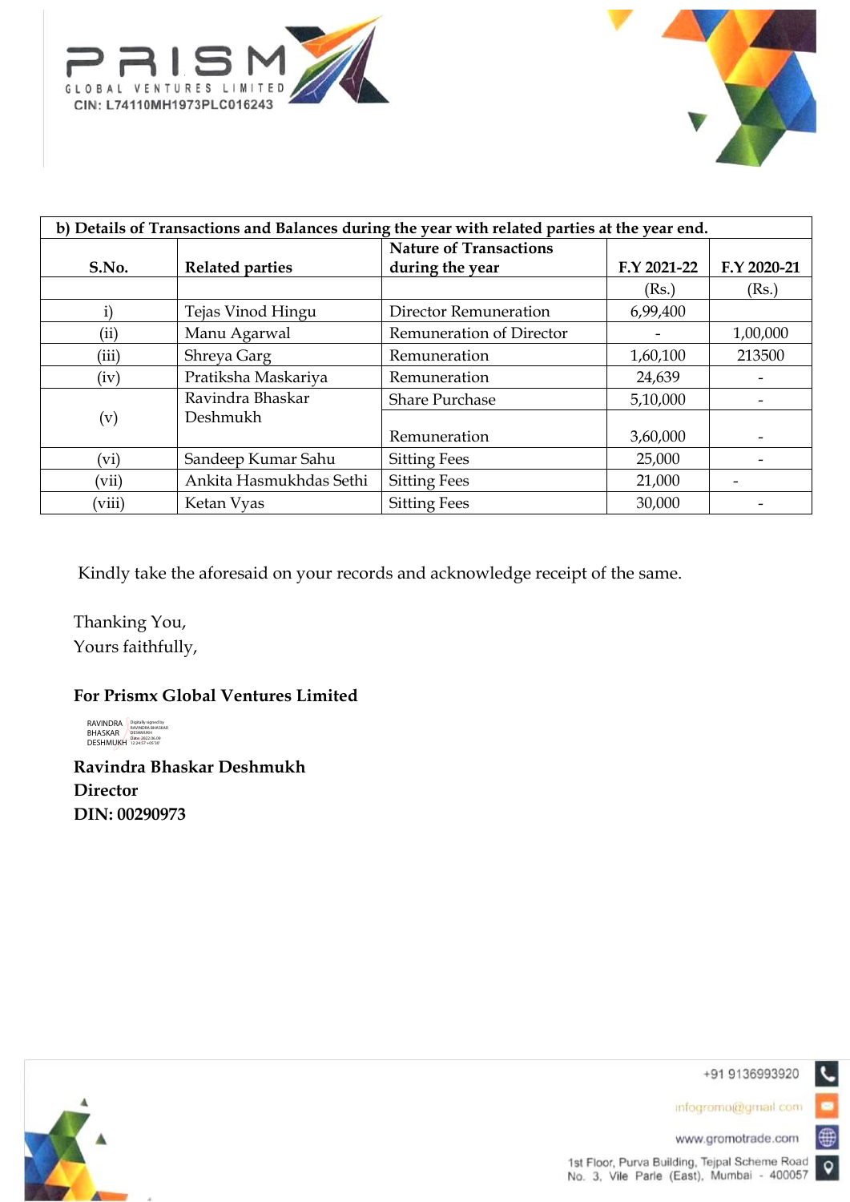**b) Details of Transactions and Balances during the year with related parties at the year end.**

| S.No. | Related parties | Nature of Transactions during the year | F.Y 2021-22 | F.Y 2020-21 |
|---|---|---|---|---|
| | | | (Rs.) | (Rs.) |
| i) | Tejas Vinod Hingu | Director Remuneration | 6,99,400 | |
| (ii) | Manu Agarwal | Remuneration of Director | - | 1,00,000 |
| (iii) | Shreya Garg | Remuneration | 1,60,100 | 213500 |
| (iv) | Pratiksha Maskariya | Remuneration | 24,639 | - |
| (v) | Ravindra Bhaskar Deshmukh | Share Purchase | 5,10,000 | - |
| | | Remuneration | 3,60,000 | - |
| (vi) | Sandeep Kumar Sahu | Sitting Fees | 25,000 | - |
| (vii) | Ankita Hasmukhdas Sethi | Sitting Fees | 21,000 | - |
| (viii) | Ketan Vyas | Sitting Fees | 30,000 | - |

Kindly take the aforesaid on your records and acknowledge receipt of the same.

Thanking You,
Yours faithfully,

**For Prismx Global Ventures Limited**

RAVINDRA BHASKAR DESHMUKH
Digitally signed by RAVINDRA BHASKAR DESHMUKH
Date: 2022.06.09 12:24:57 +05'30'

**Ravindra Bhaskar Deshmukh**
**Director**
**DIN: 00290973**